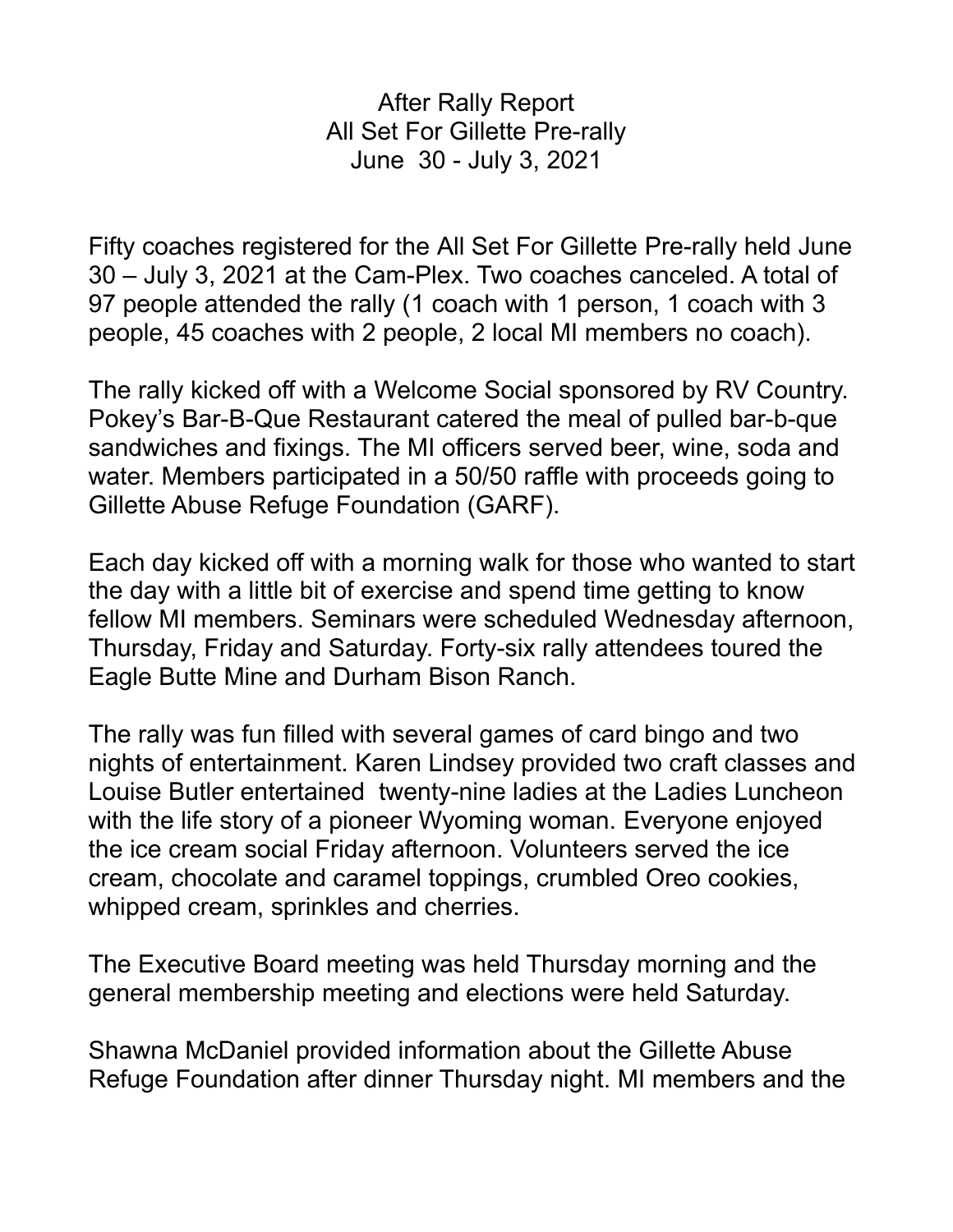# After Rally Report
## All Set For Gillette Pre-rally
### June 30 - July 3, 2021

Fifty coaches registered for the All Set For Gillette Pre-rally held June 30 – July 3, 2021 at the Cam-Plex. Two coaches canceled. A total of 97 people attended the rally (1 coach with 1 person, 1 coach with 3 people, 45 coaches with 2 people, 2 local MI members no coach).

The rally kicked off with a Welcome Social sponsored by RV Country. Pokey's Bar-B-Que Restaurant catered the meal of pulled bar-b-que sandwiches and fixings. The MI officers served beer, wine, soda and water. Members participated in a 50/50 raffle with proceeds going to Gillette Abuse Refuge Foundation (GARF).

Each day kicked off with a morning walk for those who wanted to start the day with a little bit of exercise and spend time getting to know fellow MI members. Seminars were scheduled Wednesday afternoon, Thursday, Friday and Saturday. Forty-six rally attendees toured the Eagle Butte Mine and Durham Bison Ranch.

The rally was fun filled with several games of card bingo and two nights of entertainment. Karen Lindsey provided two craft classes and Louise Butler entertained twenty-nine ladies at the Ladies Luncheon with the life story of a pioneer Wyoming woman. Everyone enjoyed the ice cream social Friday afternoon. Volunteers served the ice cream, chocolate and caramel toppings, crumbled Oreo cookies, whipped cream, sprinkles and cherries.

The Executive Board meeting was held Thursday morning and the general membership meeting and elections were held Saturday.

Shawna McDaniel provided information about the Gillette Abuse Refuge Foundation after dinner Thursday night. MI members and the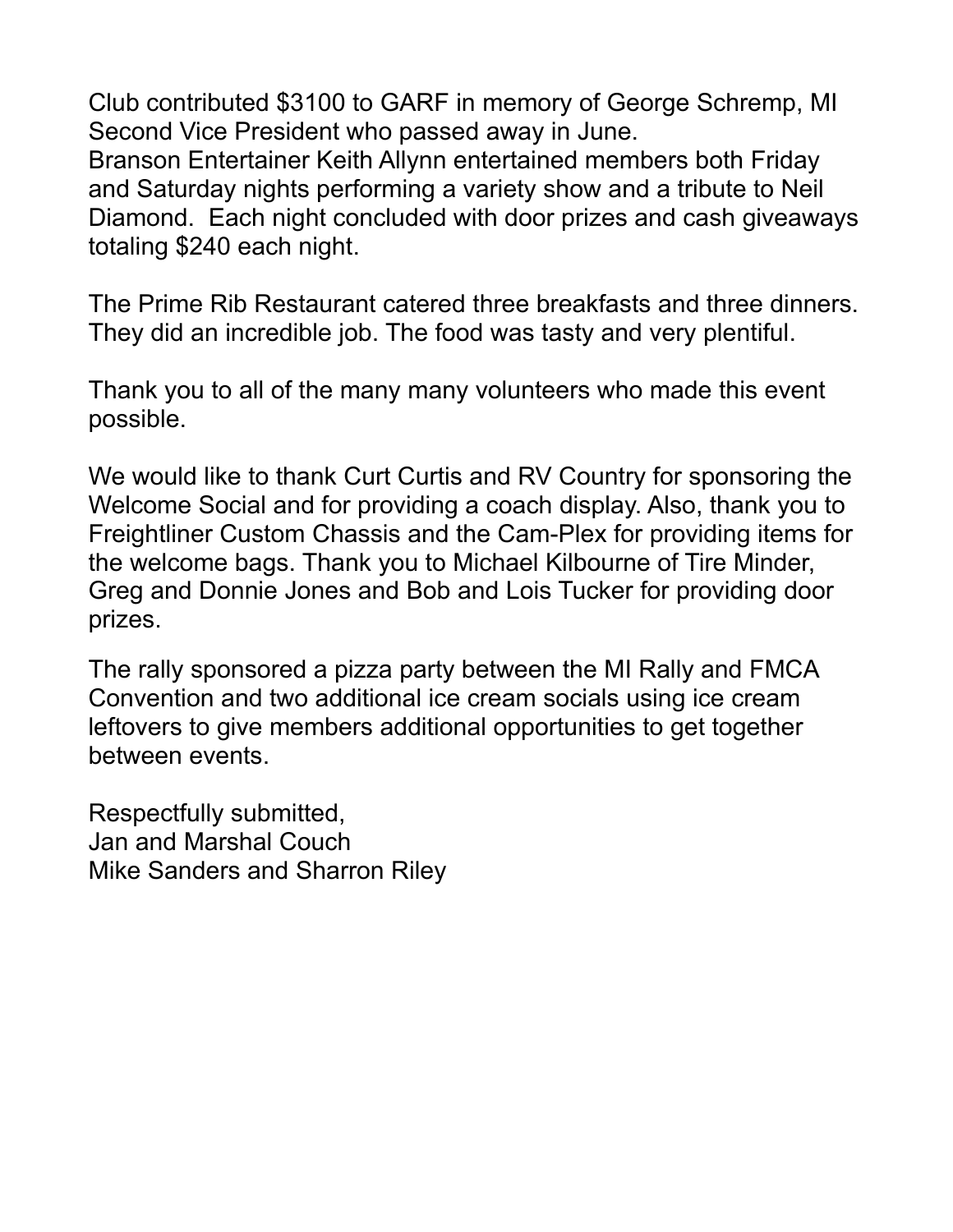Club contributed $3100 to GARF in memory of George Schremp, MI Second Vice President who passed away in June.
Branson Entertainer Keith Allynn entertained members both Friday and Saturday nights performing a variety show and a tribute to Neil Diamond. Each night concluded with door prizes and cash giveaways totaling $240 each night.

The Prime Rib Restaurant catered three breakfasts and three dinners. They did an incredible job. The food was tasty and very plentiful.

Thank you to all of the many many volunteers who made this event possible.

We would like to thank Curt Curtis and RV Country for sponsoring the Welcome Social and for providing a coach display. Also, thank you to Freightliner Custom Chassis and the Cam-Plex for providing items for the welcome bags. Thank you to Michael Kilbourne of Tire Minder, Greg and Donnie Jones and Bob and Lois Tucker for providing door prizes.

The rally sponsored a pizza party between the MI Rally and FMCA Convention and two additional ice cream socials using ice cream leftovers to give members additional opportunities to get together between events.

Respectfully submitted,
Jan and Marshal Couch
Mike Sanders and Sharron Riley